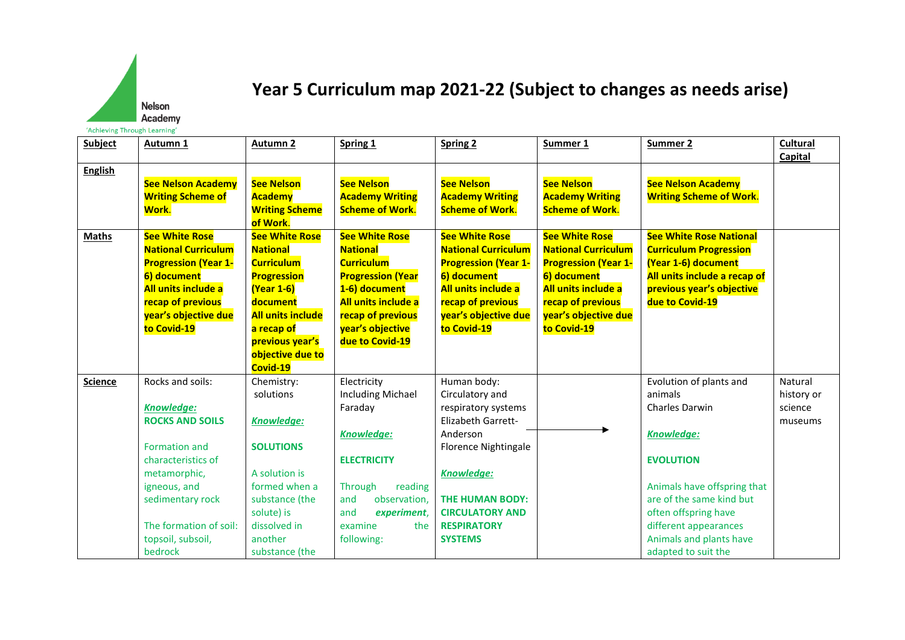# Year 5 Curriculum map 2021-22 (Subject to changes as needs arise)

Nelson Academy
'Achieving Through Learning'

| Subject | Autumn 1 | Autumn 2 | Spring 1 | Spring 2 | Summer 1 | Summer 2 | Cultural Capital |
|---|---|---|---|---|---|---|---|
| **English** | **See Nelson Academy Writing Scheme of Work.** | **See Nelson Academy Writing Scheme of Work.** | **See Nelson Academy Writing Scheme of Work.** | **See Nelson Academy Writing Scheme of Work.** | **See Nelson Academy Writing Scheme of Work.** | **See Nelson Academy Writing Scheme of Work.** | |
| **Maths** | **See White Rose National Curriculum Progression (Year 1-6) document All units include a recap of previous year's objective due to Covid-19** | **See White Rose National Curriculum Progression (Year 1-6) document All units include a recap of previous year's objective due to Covid-19** | **See White Rose National Curriculum Progression (Year 1-6) document All units include a recap of previous year's objective due to Covid-19** | **See White Rose National Curriculum Progression (Year 1-6) document All units include a recap of previous year's objective due to Covid-19** | **See White Rose National Curriculum Progression (Year 1-6) document All units include a recap of previous year's objective due to Covid-19** | **See White Rose National Curriculum Progression (Year 1-6) document All units include a recap of previous year's objective due to Covid-19** | |
| **Science** | Rocks and soils:<br><br>***Knowledge:***<br>**ROCKS AND SOILS**<br><br>Formation and characteristics of metamorphic, igneous, and sedimentary rock<br><br>The formation of soil: topsoil, subsoil, bedrock | Chemistry: solutions<br><br>***Knowledge:***<br><br>**SOLUTIONS**<br><br>A solution is formed when a substance (the solute) is dissolved in another substance (the | Electricity Including Michael Faraday<br><br>***Knowledge:***<br><br>**ELECTRICITY**<br><br>Through reading and observation, and ***experiment***, examine the following: | Human body: Circulatory and respiratory systems Elizabeth Garrett-Anderson Florence Nightingale →<br><br>***Knowledge:***<br><br>**THE HUMAN BODY: CIRCULATORY AND RESPIRATORY SYSTEMS** | | Evolution of plants and animals Charles Darwin<br><br>***Knowledge:***<br><br>**EVOLUTION**<br><br>Animals have offspring that are of the same kind but often offspring have different appearances Animals and plants have adapted to suit the | Natural history or science museums |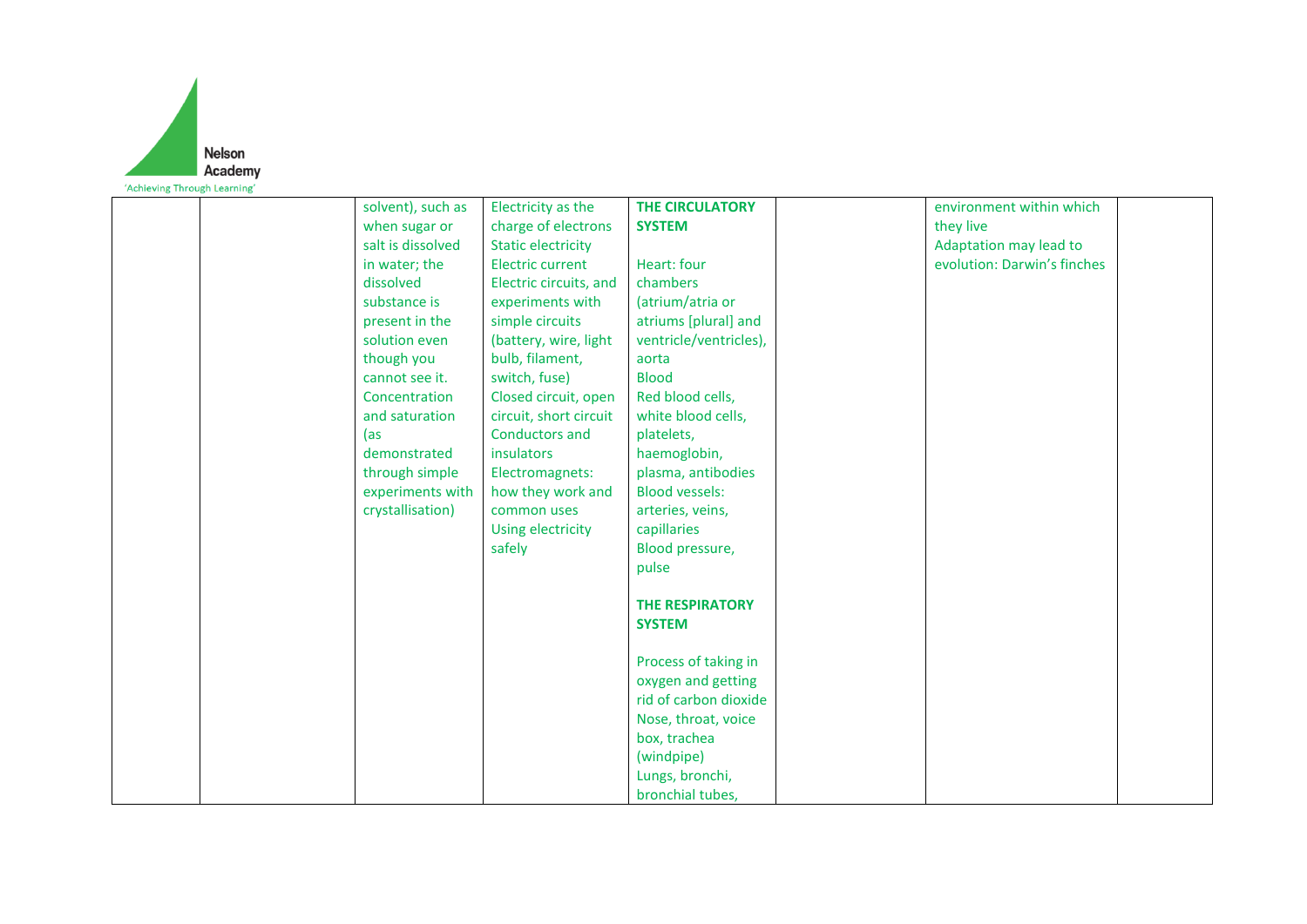Nelson Academy
'Achieving Through Learning'

| | | | | | | | |
|---|---|---|---|---|---|---|---|
| | | solvent), such as when sugar or salt is dissolved in water; the dissolved substance is present in the solution even though you cannot see it. Concentration and saturation (as demonstrated through simple experiments with crystallisation) | Electricity as the charge of electrons<br>Static electricity<br>Electric current<br>Electric circuits, and experiments with simple circuits (battery, wire, light bulb, filament, switch, fuse)<br>Closed circuit, open circuit, short circuit<br>Conductors and insulators<br>Electromagnets: how they work and common uses<br>Using electricity safely | **THE CIRCULATORY SYSTEM**<br><br>Heart: four chambers (atrium/atria or atriums [plural] and ventricle/ventricles), aorta<br>Blood<br>Red blood cells, white blood cells, platelets, haemoglobin, plasma, antibodies<br>Blood vessels: arteries, veins, capillaries<br>Blood pressure, pulse<br><br>**THE RESPIRATORY SYSTEM**<br><br>Process of taking in oxygen and getting rid of carbon dioxide<br>Nose, throat, voice box, trachea (windpipe)<br>Lungs, bronchi, bronchial tubes, | | environment within which they live<br>Adaptation may lead to evolution: Darwin's finches | |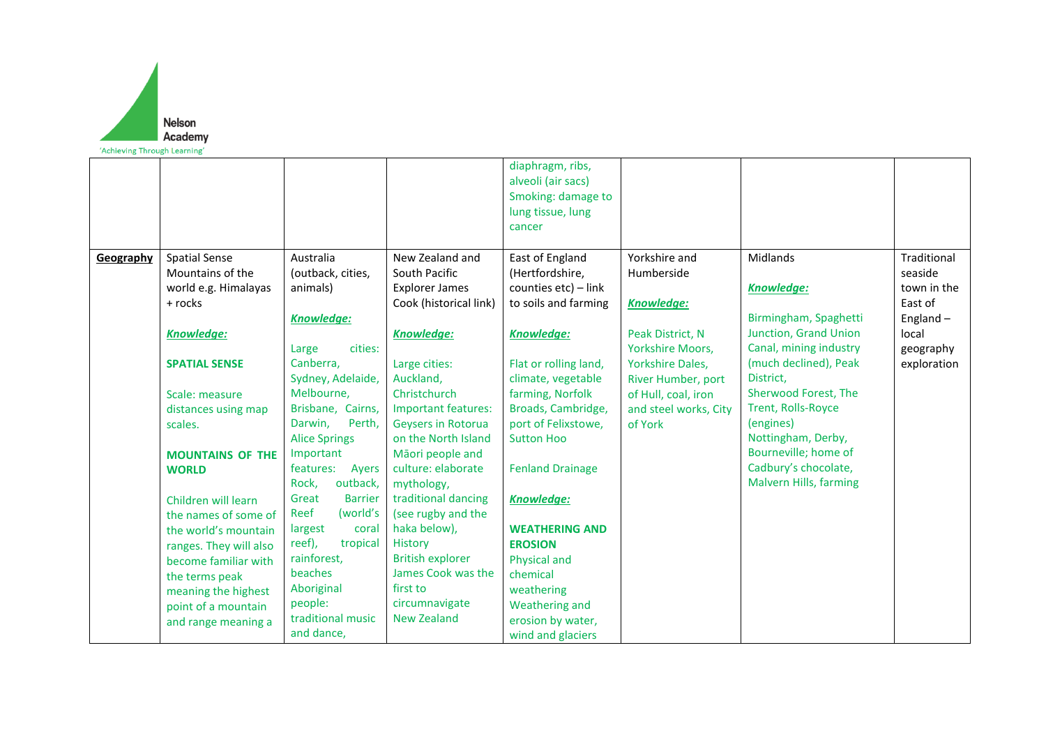| | | | | | | | |
|---|---|---|---|---|---|---|---|
| | | | | diaphragm, ribs, alveoli (air sacs)<br>Smoking: damage to lung tissue, lung cancer | | | |
| **Geography** | Spatial Sense<br>Mountains of the world e.g. Himalayas + rocks<br><br>***Knowledge:***<br><br>**SPATIAL SENSE**<br><br>Scale: measure distances using map scales.<br><br>**MOUNTAINS OF THE WORLD**<br><br>Children will learn the names of some of the world's mountain ranges. They will also become familiar with the terms peak meaning the highest point of a mountain and range meaning a | Australia (outback, cities, animals)<br><br>***Knowledge:***<br><br>Large cities: Canberra, Sydney, Adelaide, Melbourne, Brisbane, Cairns, Darwin, Perth, Alice Springs<br>Important features: Ayers Rock, outback, Great Barrier Reef (world's largest coral reef), tropical rainforest, beaches<br>Aboriginal people: traditional music and dance, | New Zealand and South Pacific Explorer James Cook (historical link)<br><br>***Knowledge:***<br><br>Large cities: Auckland, Christchurch<br>Important features: Geysers in Rotorua on the North Island<br>Māori people and culture: elaborate mythology, traditional dancing (see rugby and the haka below),<br>History<br>British explorer James Cook was the first to circumnavigate New Zealand | East of England (Hertfordshire, counties etc) – link to soils and farming<br><br>***Knowledge:***<br><br>Flat or rolling land, climate, vegetable farming, Norfolk Broads, Cambridge, port of Felixstowe, Sutton Hoo<br><br>Fenland Drainage<br><br>***Knowledge:***<br><br>**WEATHERING AND EROSION**<br>Physical and chemical weathering<br>Weathering and erosion by water, wind and glaciers | Yorkshire and Humberside<br><br>***Knowledge:***<br><br>Peak District, N Yorkshire Moors, Yorkshire Dales, River Humber, port of Hull, coal, iron and steel works, City of York | Midlands<br><br>***Knowledge:***<br><br>Birmingham, Spaghetti Junction, Grand Union Canal, mining industry (much declined), Peak District,<br>Sherwood Forest, The Trent, Rolls-Royce (engines)<br>Nottingham, Derby, Bourneville; home of Cadbury's chocolate, Malvern Hills, farming | Traditional seaside town in the East of England – local geography exploration |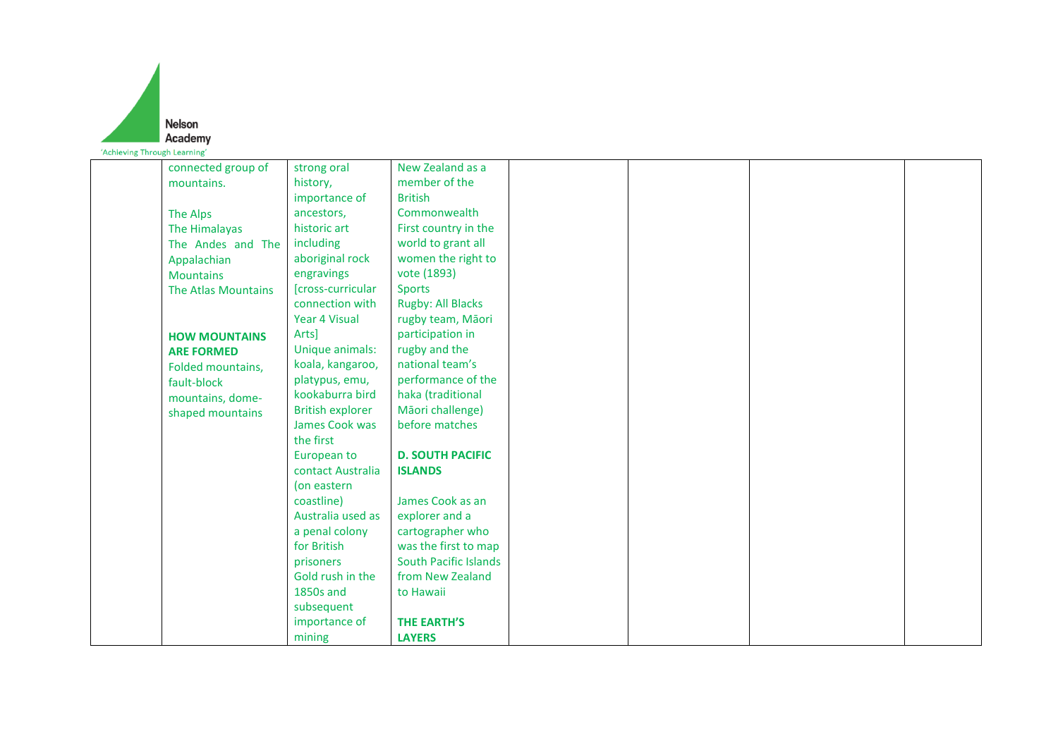| | | | | | | | |
|---|---|---|---|---|---|---|---|
| | connected group of mountains.<br><br>The Alps<br>The Himalayas<br>The Andes and The Appalachian Mountains<br>The Atlas Mountains<br><br>**HOW MOUNTAINS ARE FORMED**<br>Folded mountains, fault-block mountains, dome-shaped mountains | strong oral history, importance of ancestors, historic art including aboriginal rock engravings [cross-curricular connection with Year 4 Visual Arts]<br>Unique animals: koala, kangaroo, platypus, emu, kookaburra bird<br>British explorer James Cook was the first European to contact Australia (on eastern coastline)<br>Australia used as a penal colony for British prisoners<br>Gold rush in the 1850s and subsequent importance of mining | New Zealand as a member of the British Commonwealth<br>First country in the world to grant all women the right to vote (1893)<br>Sports<br>Rugby: All Blacks rugby team, Māori participation in rugby and the national team's performance of the haka (traditional Māori challenge) before matches<br><br>**D. SOUTH PACIFIC ISLANDS**<br><br>James Cook as an explorer and a cartographer who was the first to map South Pacific Islands from New Zealand to Hawaii<br><br>**THE EARTH'S LAYERS** | | | | |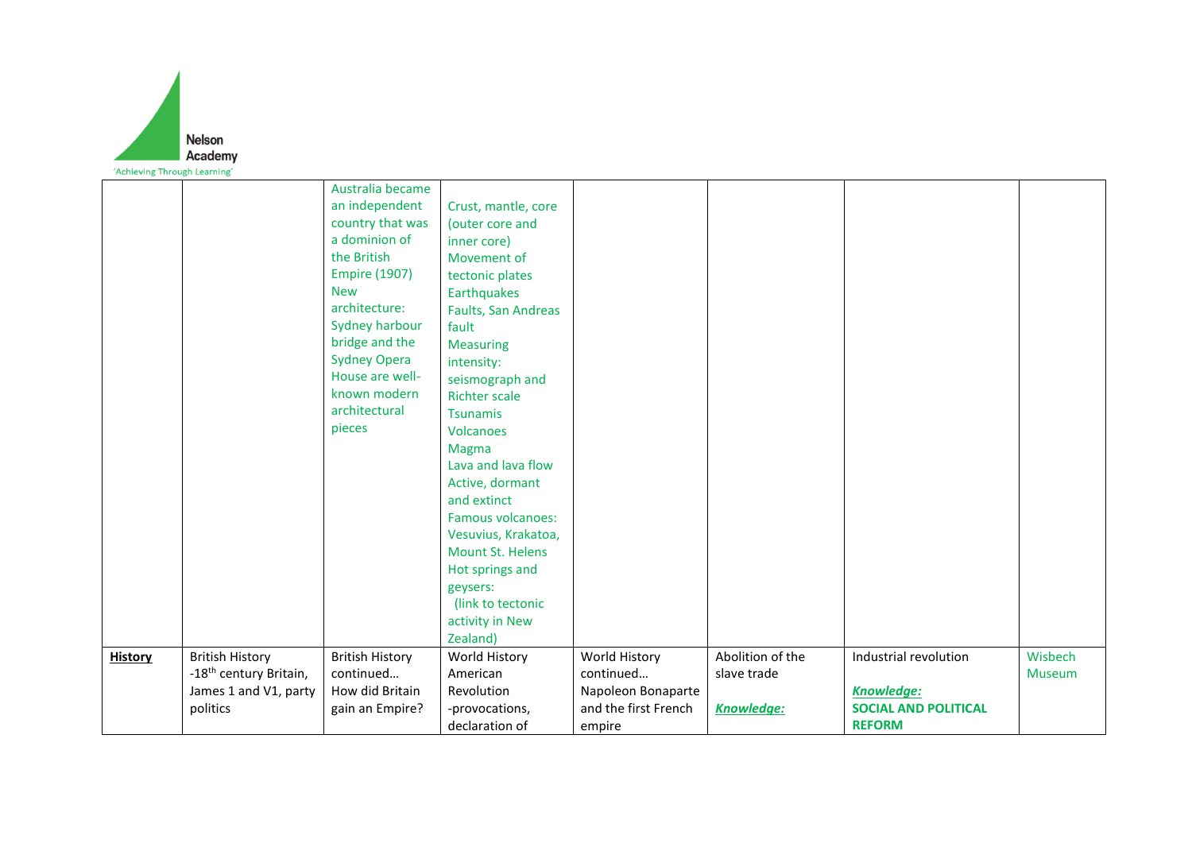Nelson Academy

'Achieving Through Learning'

| | | | | | | | |
|---|---|---|---|---|---|---|---|
| | | Australia became an independent country that was a dominion of the British Empire (1907)<br>New architecture: Sydney harbour bridge and the Sydney Opera House are well-known modern architectural pieces | Crust, mantle, core (outer core and inner core)<br>Movement of tectonic plates<br>Earthquakes<br>Faults, San Andreas fault<br>Measuring intensity: seismograph and Richter scale<br>Tsunamis<br>Volcanoes<br>Magma<br>Lava and lava flow<br>Active, dormant and extinct<br>Famous volcanoes: Vesuvius, Krakatoa, Mount St. Helens<br>Hot springs and geysers:<br>(link to tectonic activity in New Zealand) | | | | |
| **History** | British History -18th century Britain, James 1 and V1, party politics | British History continued… How did Britain gain an Empire? | World History American Revolution -provocations, declaration of | World History continued… Napoleon Bonaparte and the first French empire | Abolition of the slave trade<br><br>***Knowledge:*** | Industrial revolution<br><br>***Knowledge:***<br>**SOCIAL AND POLITICAL REFORM** | Wisbech Museum |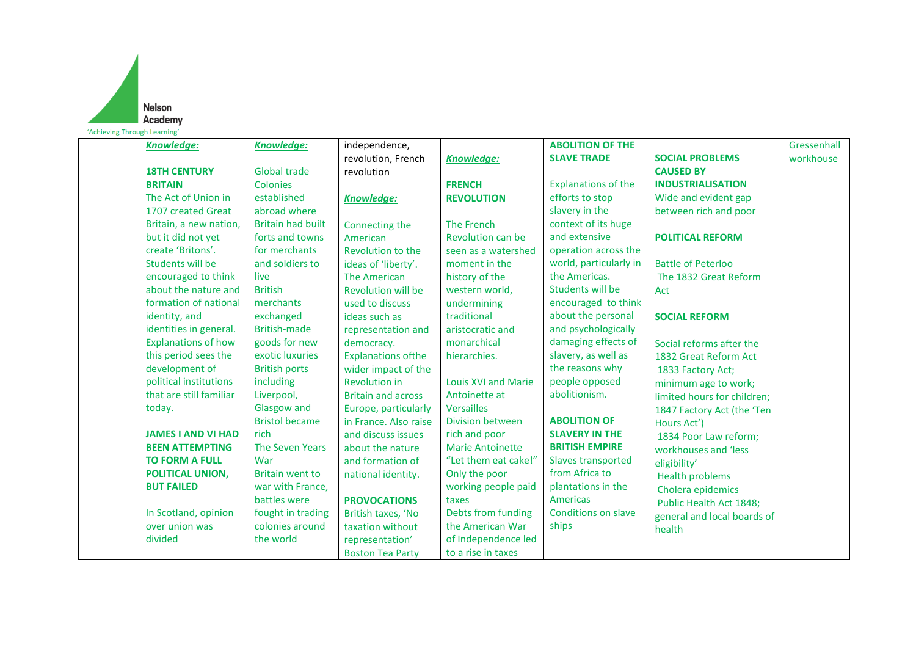| | | | | | | | |
|---|---|---|---|---|---|---|---|
| | ***Knowledge:***<br><br>**18TH CENTURY BRITAIN**<br>The Act of Union in 1707 created Great Britain, a new nation, but it did not yet create 'Britons'. Students will be encouraged to think about the nature and formation of national identity, and identities in general. Explanations of how this period sees the development of political institutions that are still familiar today.<br><br>**JAMES I AND VI HAD BEEN ATTEMPTING TO FORM A FULL POLITICAL UNION, BUT FAILED**<br><br>In Scotland, opinion over union was divided | ***Knowledge:***<br><br>Global trade<br>Colonies established abroad where Britain had built forts and towns for merchants and soldiers to live<br>British merchants exchanged British-made goods for new exotic luxuries<br>British ports including Liverpool, Glasgow and Bristol became rich<br>The Seven Years War<br>Britain went to war with France, battles were fought in trading colonies around the world | independence, revolution, French revolution<br><br>***Knowledge:***<br><br>Connecting the American Revolution to the ideas of 'liberty'. The American Revolution will be used to discuss ideas such as representation and democracy. Explanations ofthe wider impact of the Revolution in Britain and across Europe, particularly in France. Also raise and discuss issues about the nature and formation of national identity.<br><br>**PROVOCATIONS**<br>British taxes, 'No taxation without representation'<br>Boston Tea Party | ***Knowledge:***<br><br>**FRENCH REVOLUTION**<br><br>The French Revolution can be seen as a watershed moment in the history of the western world, undermining traditional aristocratic and monarchical hierarchies.<br><br>Louis XVI and Marie Antoinette at Versailles<br>Division between rich and poor<br>Marie Antoinette "Let them eat cake!"<br>Only the poor working people paid taxes<br>Debts from funding the American War of Independence led to a rise in taxes | **ABOLITION OF THE SLAVE TRADE**<br><br>Explanations of the efforts to stop slavery in the context of its huge and extensive operation across the world, particularly in the Americas. Students will be encouraged to think about the personal and psychologically damaging effects of slavery, as well as the reasons why people opposed abolitionism.<br><br>**ABOLITION OF SLAVERY IN THE BRITISH EMPIRE**<br>Slaves transported from Africa to plantations in the Americas<br>Conditions on slave ships | **SOCIAL PROBLEMS CAUSED BY INDUSTRIALISATION**<br>Wide and evident gap between rich and poor<br><br>**POLITICAL REFORM**<br><br>Battle of Peterloo<br>The 1832 Great Reform Act<br><br>**SOCIAL REFORM**<br><br>Social reforms after the 1832 Great Reform Act<br>1833 Factory Act; minimum age to work; limited hours for children; 1847 Factory Act (the 'Ten Hours Act')<br>1834 Poor Law reform; workhouses and 'less eligibility'<br>Health problems<br>Cholera epidemics<br>Public Health Act 1848; general and local boards of health | Gressenhall workhouse |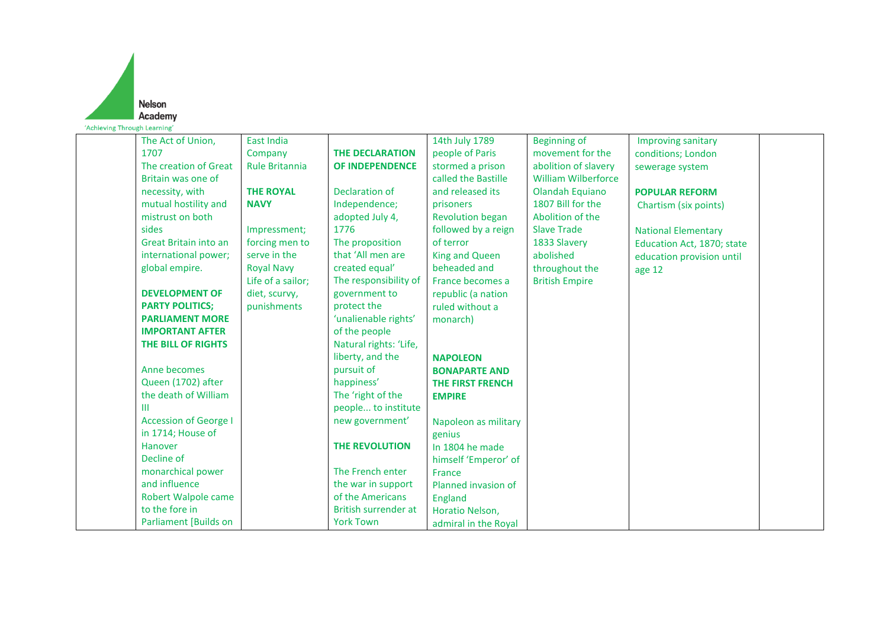| | | | | | | | |
|---|---|---|---|---|---|---|---|
| | The Act of Union, 1707<br>The creation of Great Britain was one of necessity, with mutual hostility and mistrust on both sides<br>Great Britain into an international power; global empire.<br><br>**DEVELOPMENT OF PARTY POLITICS; PARLIAMENT MORE IMPORTANT AFTER THE BILL OF RIGHTS**<br><br>Anne becomes Queen (1702) after the death of William III<br>Accession of George I in 1714; House of Hanover<br>Decline of monarchical power and influence<br>Robert Walpole came to the fore in Parliament [Builds on | East India Company<br>Rule Britannia<br><br>**THE ROYAL NAVY**<br><br>Impressment; forcing men to serve in the Royal Navy<br>Life of a sailor; diet, scurvy, punishments | **THE DECLARATION OF INDEPENDENCE**<br><br>Declaration of Independence; adopted July 4, 1776<br>The proposition that 'All men are created equal'<br>The responsibility of government to protect the 'unalienable rights' of the people<br>Natural rights: 'Life, liberty, and the pursuit of happiness'<br>The 'right of the people... to institute new government'<br><br>**THE REVOLUTION**<br><br>The French enter the war in support of the Americans<br>British surrender at York Town | 14th July 1789 people of Paris stormed a prison called the Bastille and released its prisoners<br>Revolution began followed by a reign of terror<br>King and Queen beheaded and France becomes a republic (a nation ruled without a monarch)<br><br>**NAPOLEON BONAPARTE AND THE FIRST FRENCH EMPIRE**<br><br>Napoleon as military genius<br>In 1804 he made himself 'Emperor' of France<br>Planned invasion of England<br>Horatio Nelson, admiral in the Royal | Beginning of movement for the abolition of slavery<br>William Wilberforce<br>Olandah Equiano<br>1807 Bill for the Abolition of the Slave Trade<br>1833 Slavery abolished throughout the British Empire | Improving sanitary conditions; London sewerage system<br><br>**POPULAR REFORM**<br>Chartism (six points)<br><br>National Elementary Education Act, 1870; state education provision until age 12 | |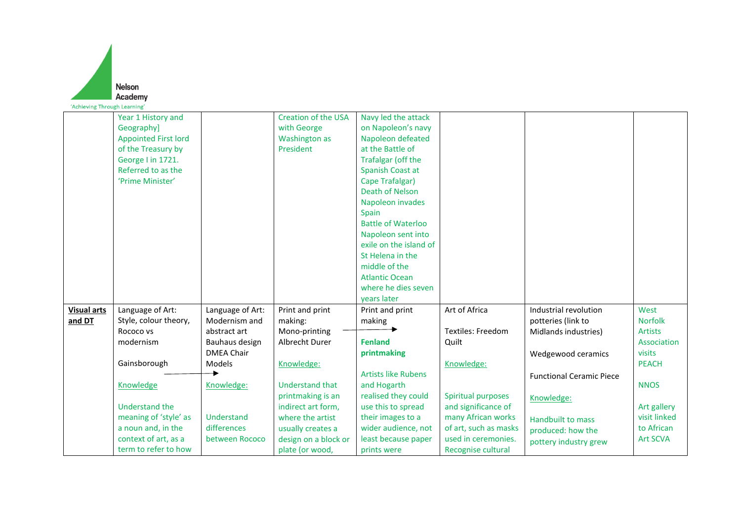| | | | | | | | |
|---|---|---|---|---|---|---|---|
| | Year 1 History and Geography] Appointed First lord of the Treasury by George I in 1721. Referred to as the 'Prime Minister' | | Creation of the USA with George Washington as President | Navy led the attack on Napoleon's navy Napoleon defeated at the Battle of Trafalgar (off the Spanish Coast at Cape Trafalgar) Death of Nelson Napoleon invades Spain Battle of Waterloo Napoleon sent into exile on the island of St Helena in the middle of the Atlantic Ocean where he dies seven years later | | | |
| **Visual arts and DT** | Language of Art: Style, colour theory, Rococo vs modernism<br><br>Gainsborough →<br><br>Knowledge<br><br>Understand the meaning of 'style' as a noun and, in the context of art, as a term to refer to how | Language of Art: Modernism and abstract art Bauhaus design DMEA Chair Models<br><br>Knowledge:<br><br>Understand differences between Rococo | Print and print making: Mono-printing Albrecht Durer<br><br>Knowledge:<br><br>Understand that printmaking is an indirect art form, where the artist usually creates a design on a block or plate (or wood, | Print and print making →<br><br>**Fenland printmaking**<br><br>Artists like Rubens and Hogarth realised they could use this to spread their images to a wider audience, not least because paper prints were | Art of Africa<br><br>Textiles: Freedom Quilt<br><br>Knowledge:<br><br>Spiritual purposes and significance of many African works of art, such as masks used in ceremonies. Recognise cultural | Industrial revolution potteries (link to Midlands industries)<br><br>Wedgewood ceramics<br><br>Functional Ceramic Piece<br><br>Knowledge:<br><br>Handbuilt to mass produced: how the pottery industry grew | West Norfolk Artists Association visits PEACH<br><br>NNOS<br><br>Art gallery visit linked to African Art SCVA |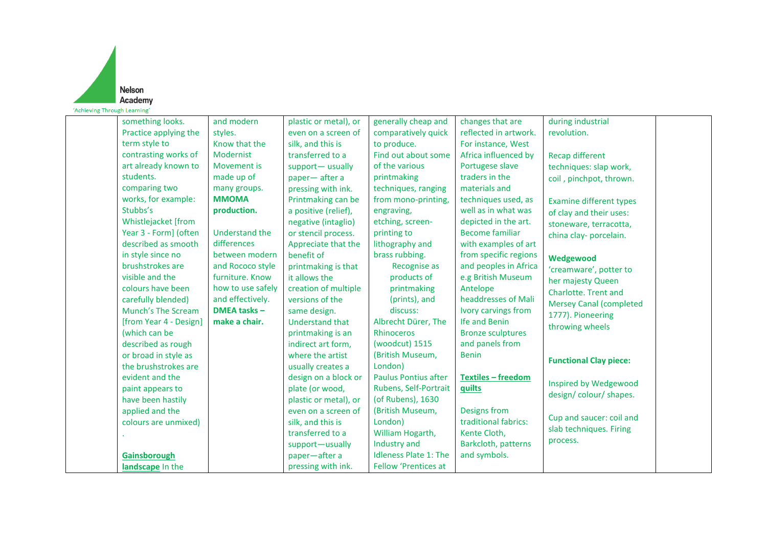| | | | | | | | |
|---|---|---|---|---|---|---|---|
| | something looks. Practice applying the term style to contrasting works of art already known to students. comparing two works, for example: Stubbs's Whistlejacket [from Year 3 - Form] (often described as smooth in style since no brushstrokes are visible and the colours have been carefully blended) Munch's The Scream [from Year 4 - Design] (which can be described as rough or broad in style as the brushstrokes are evident and the paint appears to have been hastily applied and the colours are unmixed) .<br><br>**Gainsborough landscape** In the | and modern styles. Know that the Modernist Movement is made up of many groups. **MMOMA production.**<br><br>Understand the differences between modern and Rococo style furniture. Know how to use safely and effectively. **DMEA tasks – make a chair.** | plastic or metal), or even on a screen of silk, and this is transferred to a support— usually paper— after a pressing with ink. Printmaking can be a positive (relief), negative (intaglio) or stencil process. Appreciate that the benefit of printmaking is that it allows the creation of multiple versions of the same design. Understand that printmaking is an indirect art form, where the artist usually creates a design on a block or plate (or wood, plastic or metal), or even on a screen of silk, and this is transferred to a support—usually paper—after a pressing with ink. | generally cheap and comparatively quick to produce. Find out about some of the various printmaking techniques, ranging from mono-printing, engraving, etching, screen-printing to lithography and brass rubbing. Recognise as products of printmaking (prints), and discuss: Albrecht Dürer, The Rhinoceros (woodcut) 1515 (British Museum, London) Paulus Pontius after Rubens, Self-Portrait (of Rubens), 1630 (British Museum, London) William Hogarth, Industry and Idleness Plate 1: The Fellow 'Prentices at | changes that are reflected in artwork. For instance, West Africa influenced by Portugese slave traders in the materials and techniques used, as well as in what was depicted in the art. Become familiar with examples of art from specific regions and peoples in Africa e.g British Museum Antelope headdresses of Mali Ivory carvings from Ife and Benin Bronze sculptures and panels from Benin<br><br>**Textiles – freedom quilts**<br><br>Designs from traditional fabrics: Kente Cloth, Barkcloth, patterns and symbols. | during industrial revolution.<br><br>Recap different techniques: slap work, coil , pinchpot, thrown.<br><br>Examine different types of clay and their uses: stoneware, terracotta, china clay- porcelain.<br><br>**Wedgewood** 'creamware', potter to her majesty Queen Charlotte. Trent and Mersey Canal (completed 1777). Pioneering throwing wheels<br><br>**Functional Clay piece:**<br><br>Inspired by Wedgewood design/ colour/ shapes.<br><br>Cup and saucer: coil and slab techniques. Firing process. | |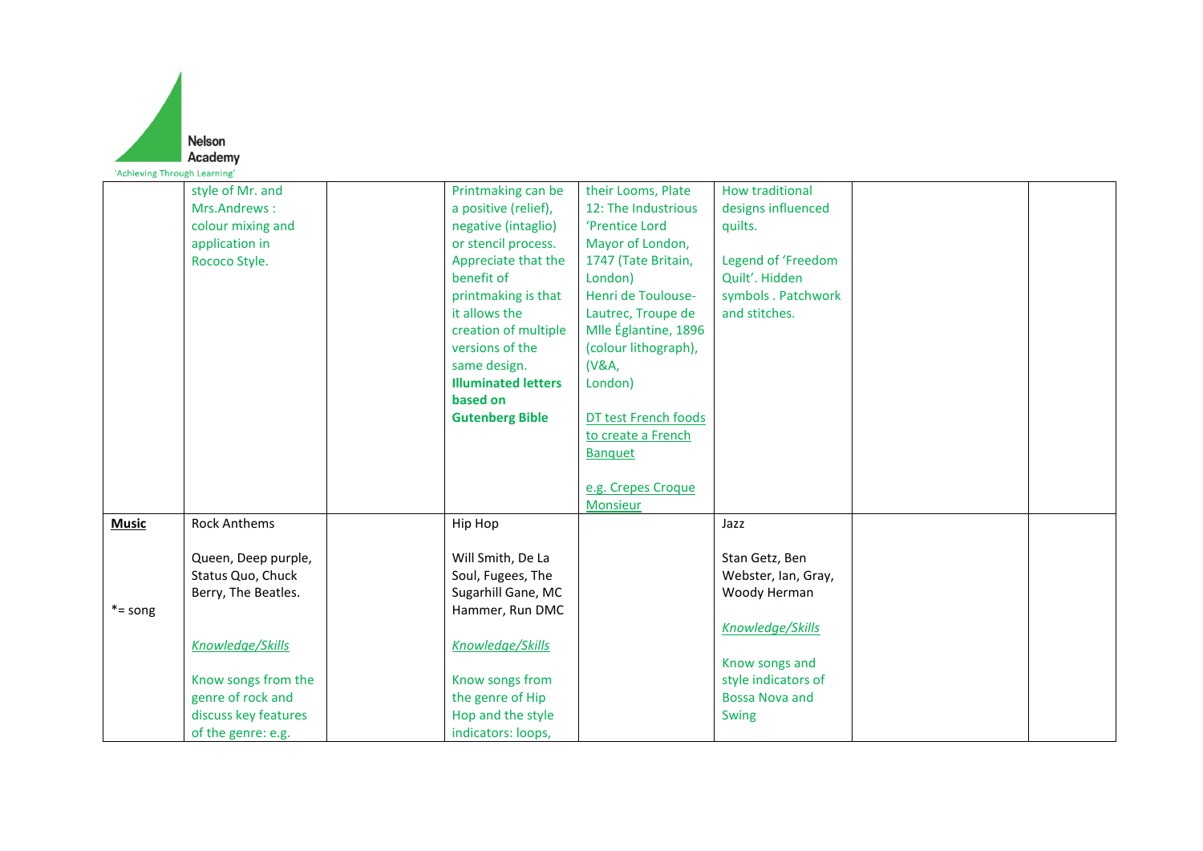| | | | | | | | |
|---|---|---|---|---|---|---|---|
| | style of Mr. and Mrs.Andrews : colour mixing and application in Rococo Style. | | Printmaking can be a positive (relief), negative (intaglio) or stencil process. Appreciate that the benefit of printmaking is that it allows the creation of multiple versions of the same design. **Illuminated letters based on Gutenberg Bible** | their Looms, Plate 12: The Industrious 'Prentice Lord Mayor of London, 1747 (Tate Britain, London) Henri de Toulouse-Lautrec, Troupe de Mlle Églantine, 1896 (colour lithograph), (V&A, London)<br><br>DT test French foods to create a French Banquet<br><br>e.g. Crepes Croque Monsieur | How traditional designs influenced quilts.<br><br>Legend of 'Freedom Quilt'. Hidden symbols . Patchwork and stitches. | | |
| **Music**<br><br>*= song | Rock Anthems<br><br>Queen, Deep purple, Status Quo, Chuck Berry, The Beatles.<br><br>*Knowledge/Skills*<br><br>Know songs from the genre of rock and discuss key features of the genre: e.g. | | Hip Hop<br><br>Will Smith, De La Soul, Fugees, The Sugarhill Gane, MC Hammer, Run DMC<br><br>*Knowledge/Skills*<br><br>Know songs from the genre of Hip Hop and the style indicators: loops, | | Jazz<br><br>Stan Getz, Ben Webster, Ian, Gray, Woody Herman<br><br>*Knowledge/Skills*<br><br>Know songs and style indicators of Bossa Nova and Swing | | |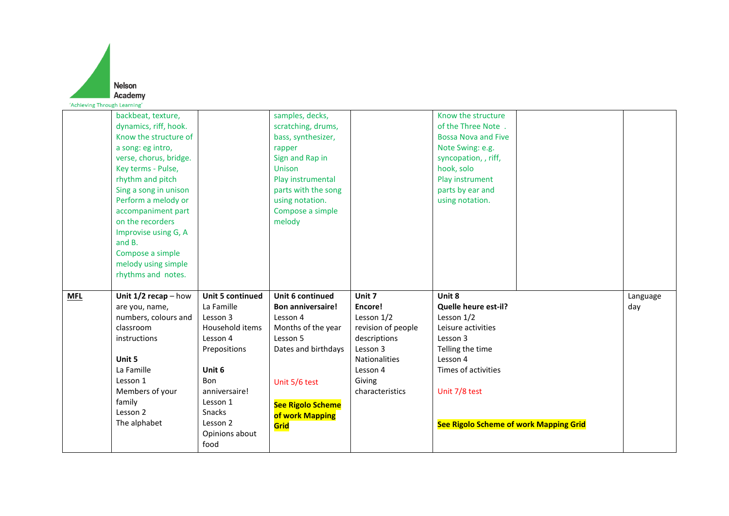| | | | | | | | |
|---|---|---|---|---|---|---|---|
| | backbeat, texture, dynamics, riff, hook.<br>Know the structure of a song: eg intro, verse, chorus, bridge.<br>Key terms - Pulse, rhythm and pitch<br>Sing a song in unison<br>Perform a melody or accompaniment part on the recorders<br>Improvise using G, A and B.<br>Compose a simple melody using simple rhythms and notes. | | samples, decks, scratching, drums, bass, synthesizer, rapper<br>Sign and Rap in Unison<br>Play instrumental parts with the song using notation.<br>Compose a simple melody | | Know the structure of the Three Note . Bossa Nova and Five Note Swing: e.g. syncopation, , riff, hook, solo<br>Play instrument parts by ear and using notation. | | |
| **MFL** | **Unit 1/2 recap** – how are you, name, numbers, colours and classroom instructions<br><br>**Unit 5**<br>La Famille<br>Lesson 1<br>Members of your family<br>Lesson 2<br>The alphabet | **Unit 5 continued**<br>La Famille<br>Lesson 3<br>Household items<br>Lesson 4<br>Prepositions<br><br>**Unit 6**<br>Bon anniversaire!<br>Lesson 1<br>Snacks<br>Lesson 2<br>Opinions about food | **Unit 6 continued**<br>**Bon anniversaire!**<br>Lesson 4<br>Months of the year<br>Lesson 5<br>Dates and birthdays<br><br>Unit 5/6 test<br><br>**See Rigolo Scheme of work Mapping Grid** | **Unit 7**<br>**Encore!**<br>Lesson 1/2<br>revision of people descriptions<br>Lesson 3<br>Nationalities<br>Lesson 4<br>Giving characteristics | **Unit 8**<br>**Quelle heure est-il?**<br>Lesson 1/2<br>Leisure activities<br>Lesson 3<br>Telling the time<br>Lesson 4<br>Times of activities<br><br>Unit 7/8 test<br><br>**See Rigolo Scheme of work Mapping Grid** | | Language day |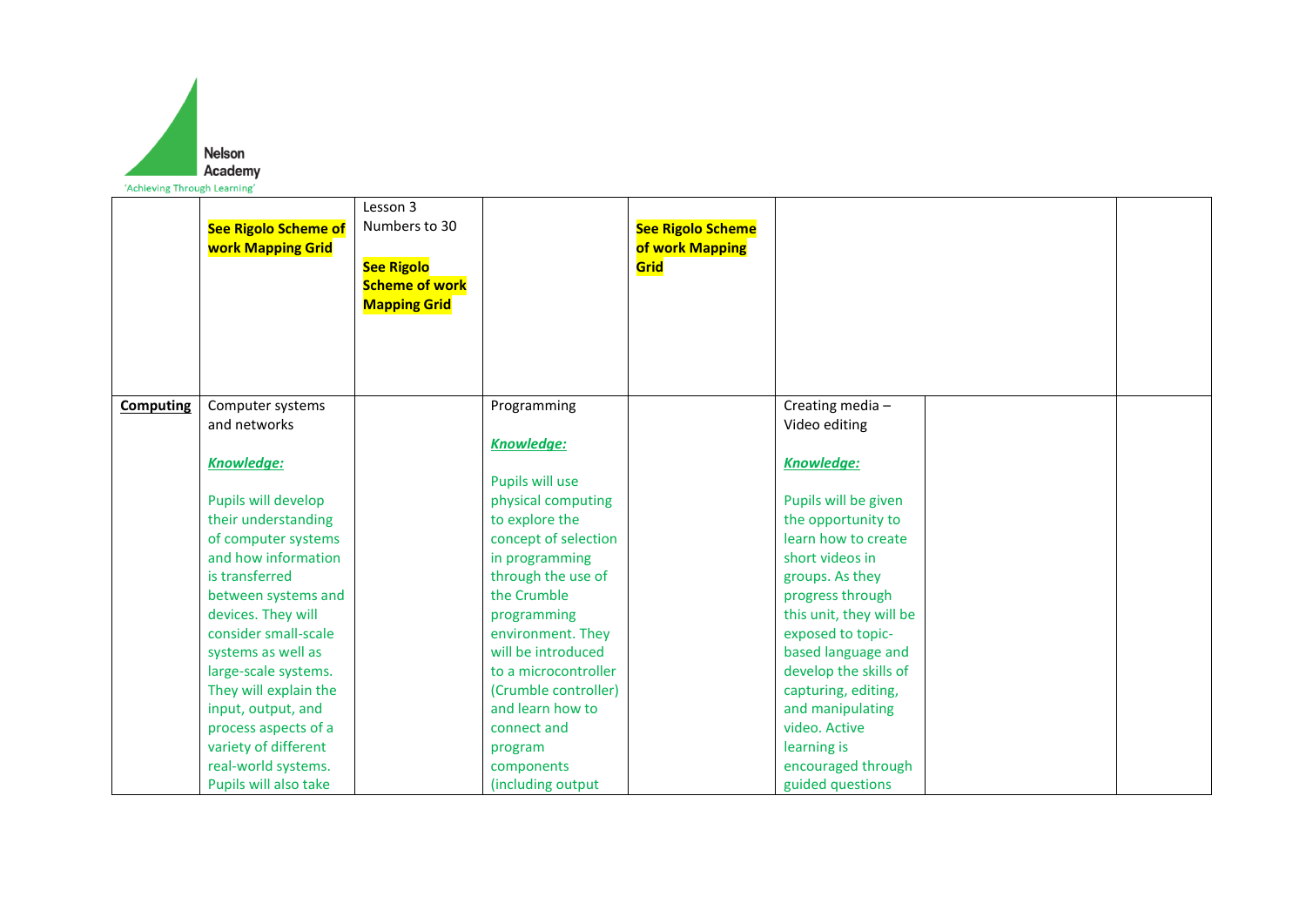| | | | | | | | |
|---|---|---|---|---|---|---|---|
| | **See Rigolo Scheme of work Mapping Grid** | Lesson 3<br>Numbers to 30<br><br>**See Rigolo Scheme of work Mapping Grid** | | **See Rigolo Scheme of work Mapping Grid** | | | |
| **Computing** | Computer systems and networks<br><br>***Knowledge:***<br><br>Pupils will develop their understanding of computer systems and how information is transferred between systems and devices. They will consider small-scale systems as well as large-scale systems. They will explain the input, output, and process aspects of a variety of different real-world systems. Pupils will also take | | Programming<br><br>***Knowledge:***<br><br>Pupils will use physical computing to explore the concept of selection in programming through the use of the Crumble programming environment. They will be introduced to a microcontroller (Crumble controller) and learn how to connect and program components (including output | | Creating media – Video editing<br><br>***Knowledge:***<br><br>Pupils will be given the opportunity to learn how to create short videos in groups. As they progress through this unit, they will be exposed to topic-based language and develop the skills of capturing, editing, and manipulating video. Active learning is encouraged through guided questions | | |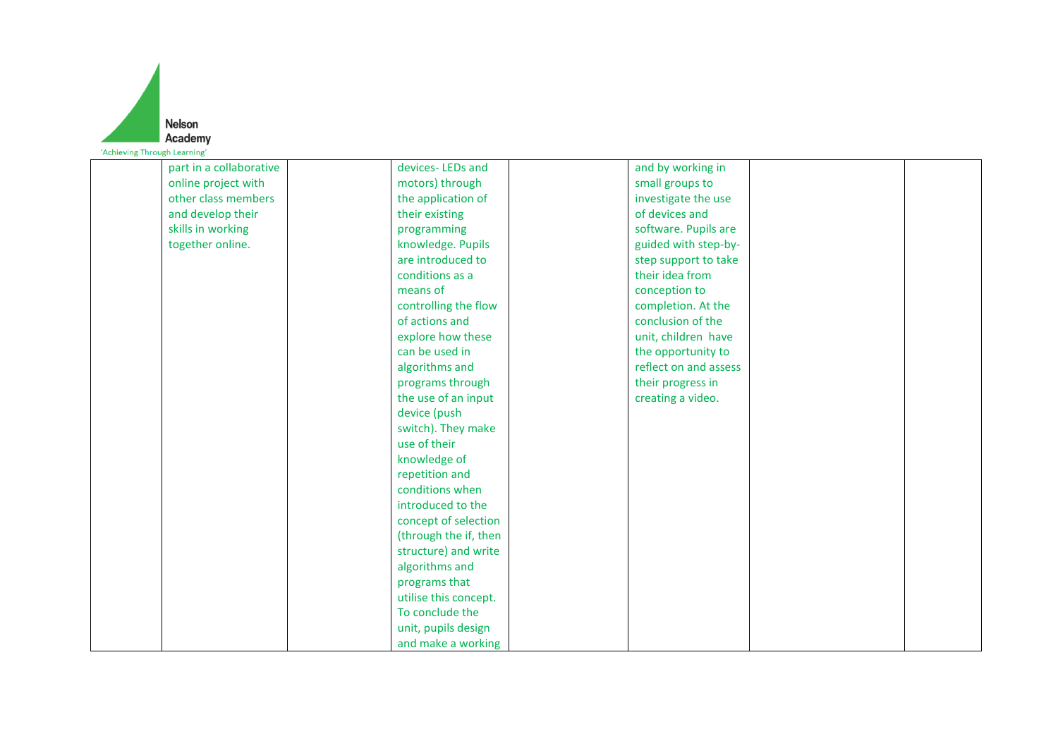| | | | | | | | |
|---|---|---|---|---|---|---|---|
| | part in a collaborative online project with other class members and develop their skills in working together online. | | devices- LEDs and motors) through the application of their existing programming knowledge. Pupils are introduced to conditions as a means of controlling the flow of actions and explore how these can be used in algorithms and programs through the use of an input device (push switch). They make use of their knowledge of repetition and conditions when introduced to the concept of selection (through the if, then structure) and write algorithms and programs that utilise this concept. To conclude the unit, pupils design and make a working | | and by working in small groups to investigate the use of devices and software. Pupils are guided with step-by-step support to take their idea from conception to completion. At the conclusion of the unit, children have the opportunity to reflect on and assess their progress in creating a video. | | |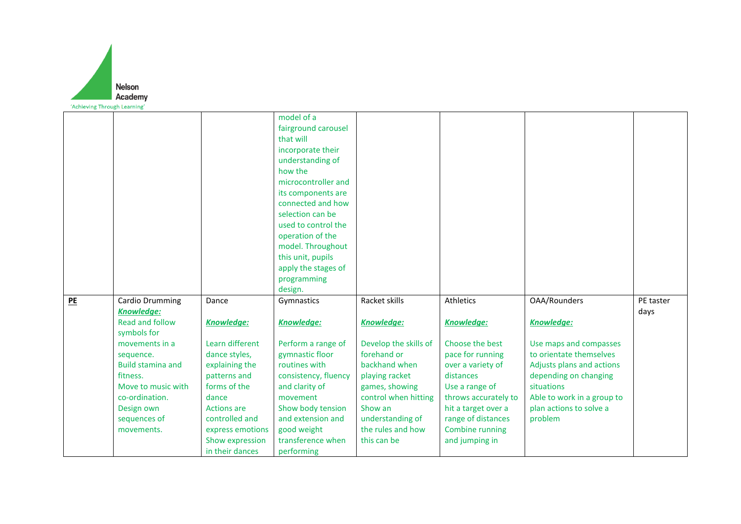| | | | | | | | |
|---|---|---|---|---|---|---|---|
| | | | model of a fairground carousel that will incorporate their understanding of how the microcontroller and its components are connected and how selection can be used to control the operation of the model. Throughout this unit, pupils apply the stages of programming design. | | | | |
| **PE** | Cardio Drumming<br>***Knowledge:***<br>Read and follow symbols for movements in a sequence.<br>Build stamina and fitness.<br>Move to music with co-ordination.<br>Design own sequences of movements. | Dance<br><br>***Knowledge:***<br><br>Learn different dance styles, explaining the patterns and forms of the dance<br>Actions are controlled and express emotions<br>Show expression in their dances | Gymnastics<br><br>***Knowledge:***<br><br>Perform a range of gymnastic floor routines with consistency, fluency and clarity of movement<br>Show body tension and extension and good weight transference when performing | Racket skills<br><br>***Knowledge:***<br><br>Develop the skills of forehand or backhand when playing racket games, showing control when hitting<br>Show an understanding of the rules and how this can be | Athletics<br><br>***Knowledge:***<br><br>Choose the best pace for running over a variety of distances<br>Use a range of throws accurately to hit a target over a range of distances<br>Combine running and jumping in | OAA/Rounders<br><br>***Knowledge:***<br><br>Use maps and compasses to orientate themselves<br>Adjusts plans and actions depending on changing situations<br>Able to work in a group to plan actions to solve a problem | PE taster days |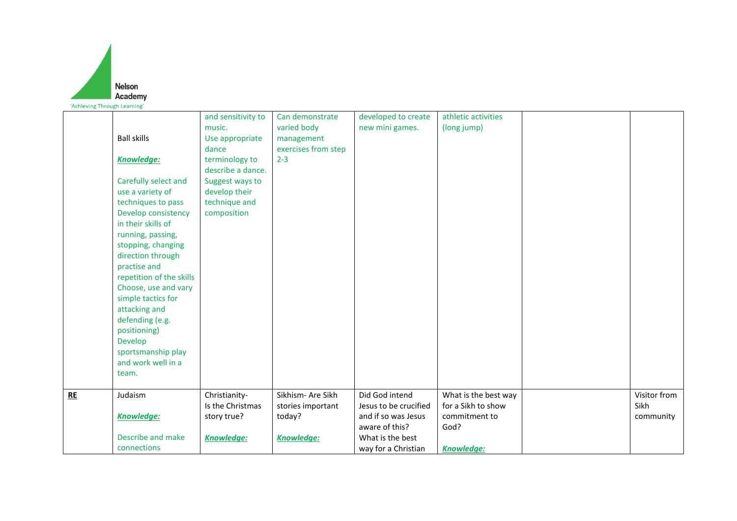| | | | | | | | |
|---|---|---|---|---|---|---|---|
| | Ball skills<br><br>***Knowledge:***<br><br>Carefully select and use a variety of techniques to pass Develop consistency in their skills of running, passing, stopping, changing direction through practise and repetition of the skills Choose, use and vary simple tactics for attacking and defending (e.g. positioning) Develop sportsmanship play and work well in a team. | and sensitivity to music. Use appropriate dance terminology to describe a dance. Suggest ways to develop their technique and composition | Can demonstrate varied body management exercises from step 2-3 | developed to create new mini games. | athletic activities (long jump) | | |
| **RE** | Judaism<br><br>***Knowledge:***<br><br>Describe and make connections | Christianity- Is the Christmas story true?<br><br>***Knowledge:*** | Sikhism- Are Sikh stories important today?<br><br>***Knowledge:*** | Did God intend Jesus to be crucified and if so was Jesus aware of this? What is the best way for a Christian | What is the best way for a Sikh to show commitment to God?<br><br>***Knowledge:*** | | Visitor from Sikh community |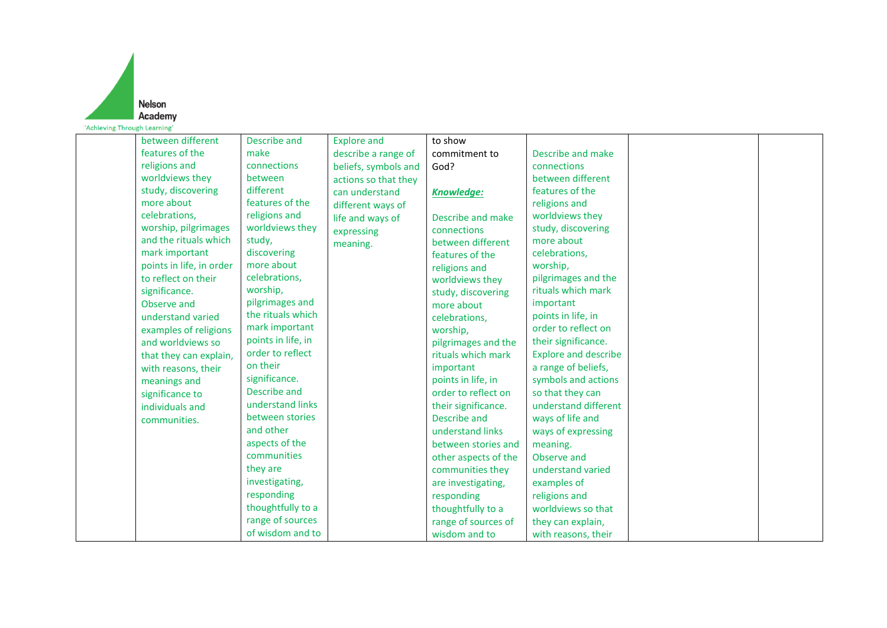| | | | | | | | |
|---|---|---|---|---|---|---|---|
| | between different features of the religions and worldviews they study, discovering more about celebrations, worship, pilgrimages and the rituals which mark important points in life, in order to reflect on their significance. Observe and understand varied examples of religions and worldviews so that they can explain, with reasons, their meanings and significance to individuals and communities. | Describe and make connections between different features of the religions and worldviews they study, discovering more about celebrations, worship, pilgrimages and the rituals which mark important points in life, in order to reflect on their significance. Describe and understand links between stories and other aspects of the communities they are investigating, responding thoughtfully to a range of sources of wisdom and to | Explore and describe a range of beliefs, symbols and actions so that they can understand different ways of life and ways of expressing meaning. | to show commitment to God? <br><br> ***Knowledge:*** <br><br> Describe and make connections between different features of the religions and worldviews they study, discovering more about celebrations, worship, pilgrimages and the rituals which mark important points in life, in order to reflect on their significance. Describe and understand links between stories and other aspects of the communities they are investigating, responding thoughtfully to a range of sources of wisdom and to | Describe and make connections between different features of the religions and worldviews they study, discovering more about celebrations, worship, pilgrimages and the rituals which mark important points in life, in order to reflect on their significance. Explore and describe a range of beliefs, symbols and actions so that they can understand different ways of life and ways of expressing meaning. Observe and understand varied examples of religions and worldviews so that they can explain, with reasons, their | | |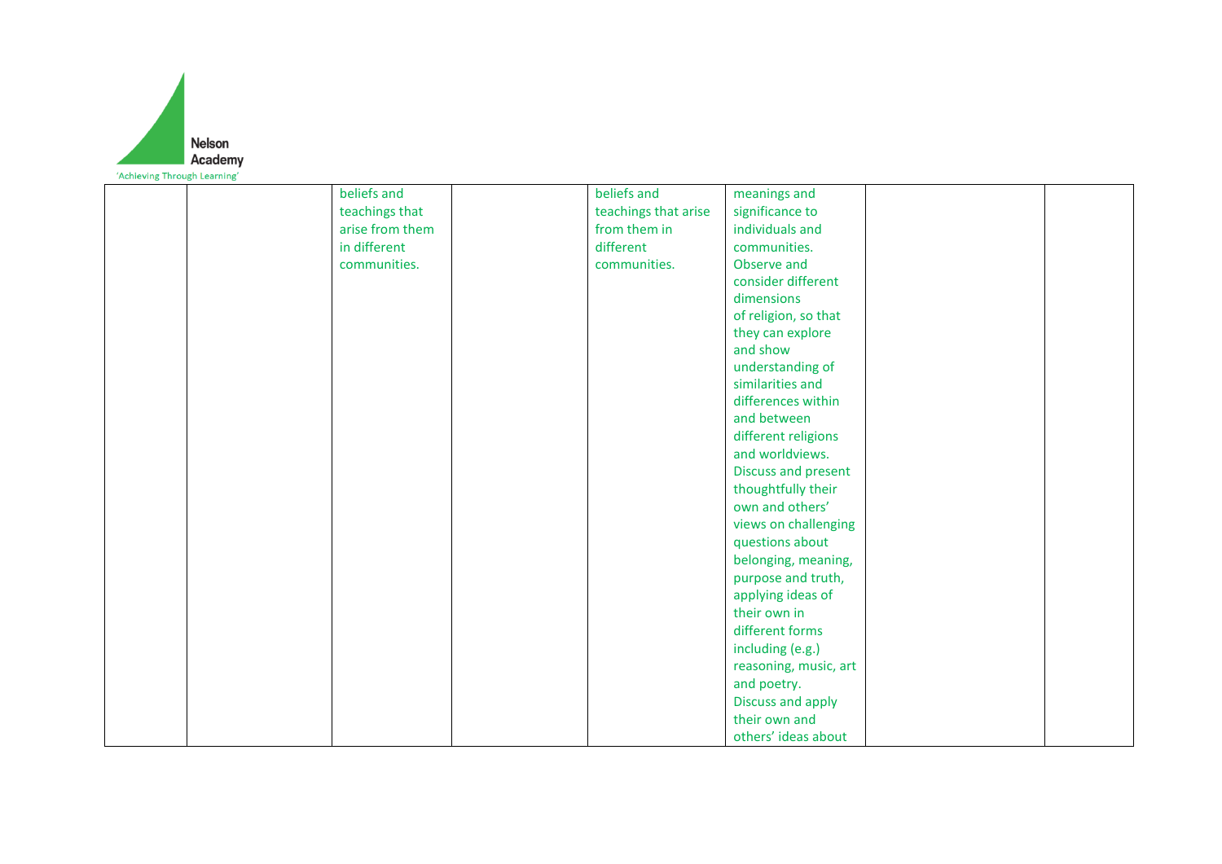| | | | | | | | |
|---|---|---|---|---|---|---|---|
| | | beliefs and teachings that arise from them in different communities. | | beliefs and teachings that arise from them in different communities. | meanings and significance to individuals and communities. Observe and consider different dimensions of religion, so that they can explore and show understanding of similarities and differences within and between different religions and worldviews. Discuss and present thoughtfully their own and others' views on challenging questions about belonging, meaning, purpose and truth, applying ideas of their own in different forms including (e.g.) reasoning, music, art and poetry. Discuss and apply their own and others' ideas about | | |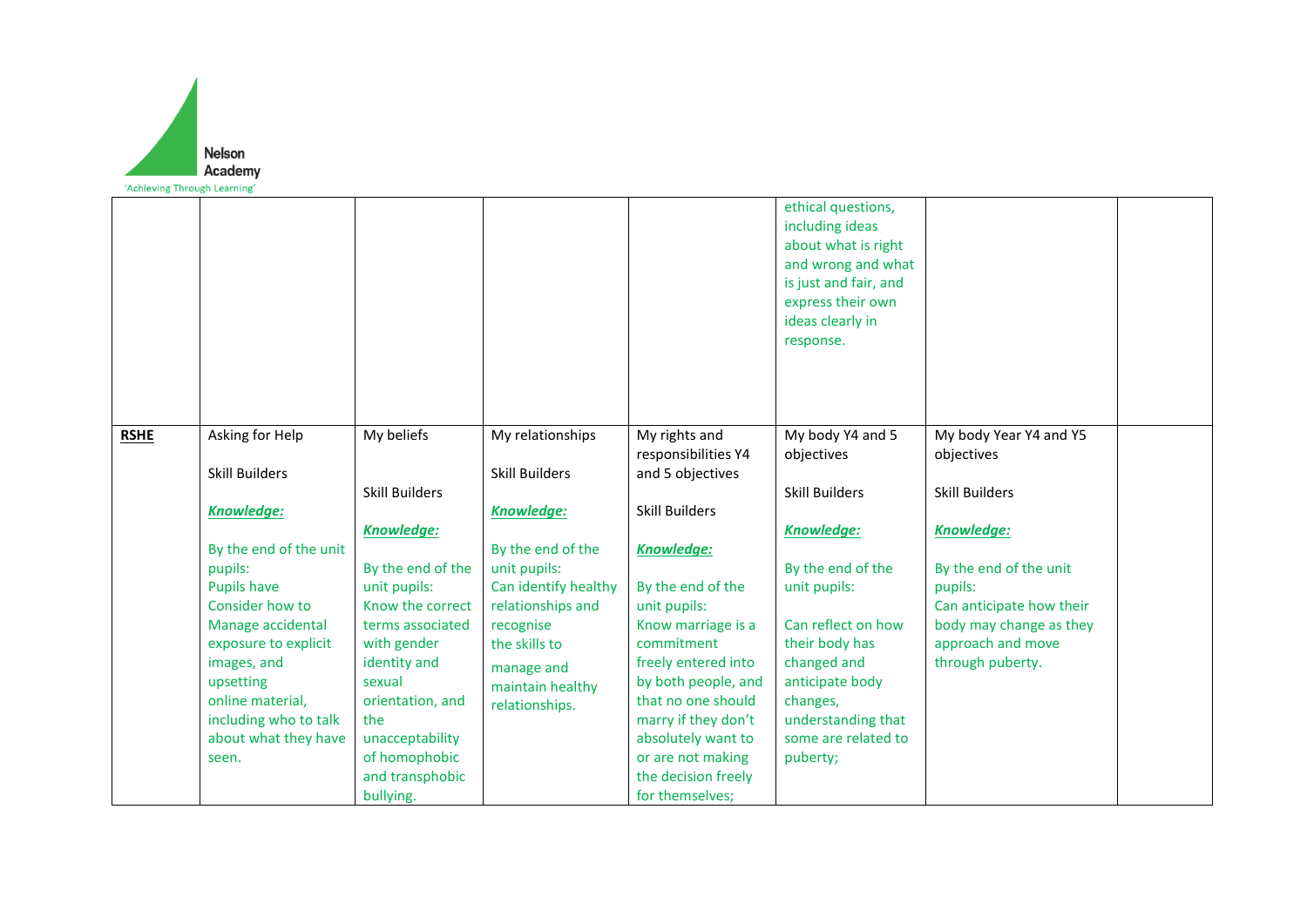| | | | | | | | |
|---|---|---|---|---|---|---|---|
| | | | | | ethical questions, including ideas about what is right and wrong and what is just and fair, and express their own ideas clearly in response. | | |
| **RSHE** | Asking for Help<br><br>Skill Builders<br><br>***Knowledge:***<br><br>By the end of the unit pupils:<br>Pupils have Consider how to Manage accidental exposure to explicit images, and upsetting online material, including who to talk about what they have seen. | My beliefs<br><br>Skill Builders<br><br>***Knowledge:***<br><br>By the end of the unit pupils:<br>Know the correct terms associated with gender identity and sexual orientation, and the unacceptability of homophobic and transphobic bullying. | My relationships<br><br>Skill Builders<br><br>***Knowledge:***<br><br>By the end of the unit pupils:<br>Can identify healthy relationships and recognise the skills to manage and maintain healthy relationships. | My rights and responsibilities Y4 and 5 objectives<br><br>Skill Builders<br><br>***Knowledge:***<br><br>By the end of the unit pupils:<br>Know marriage is a commitment freely entered into by both people, and that no one should marry if they don't absolutely want to or are not making the decision freely for themselves; | My body Y4 and 5 objectives<br><br>Skill Builders<br><br>***Knowledge:***<br><br>By the end of the unit pupils:<br><br>Can reflect on how their body has changed and anticipate body changes, understanding that some are related to puberty; | My body Year Y4 and Y5 objectives<br><br>Skill Builders<br><br>***Knowledge:***<br><br>By the end of the unit pupils:<br>Can anticipate how their body may change as they approach and move through puberty. | |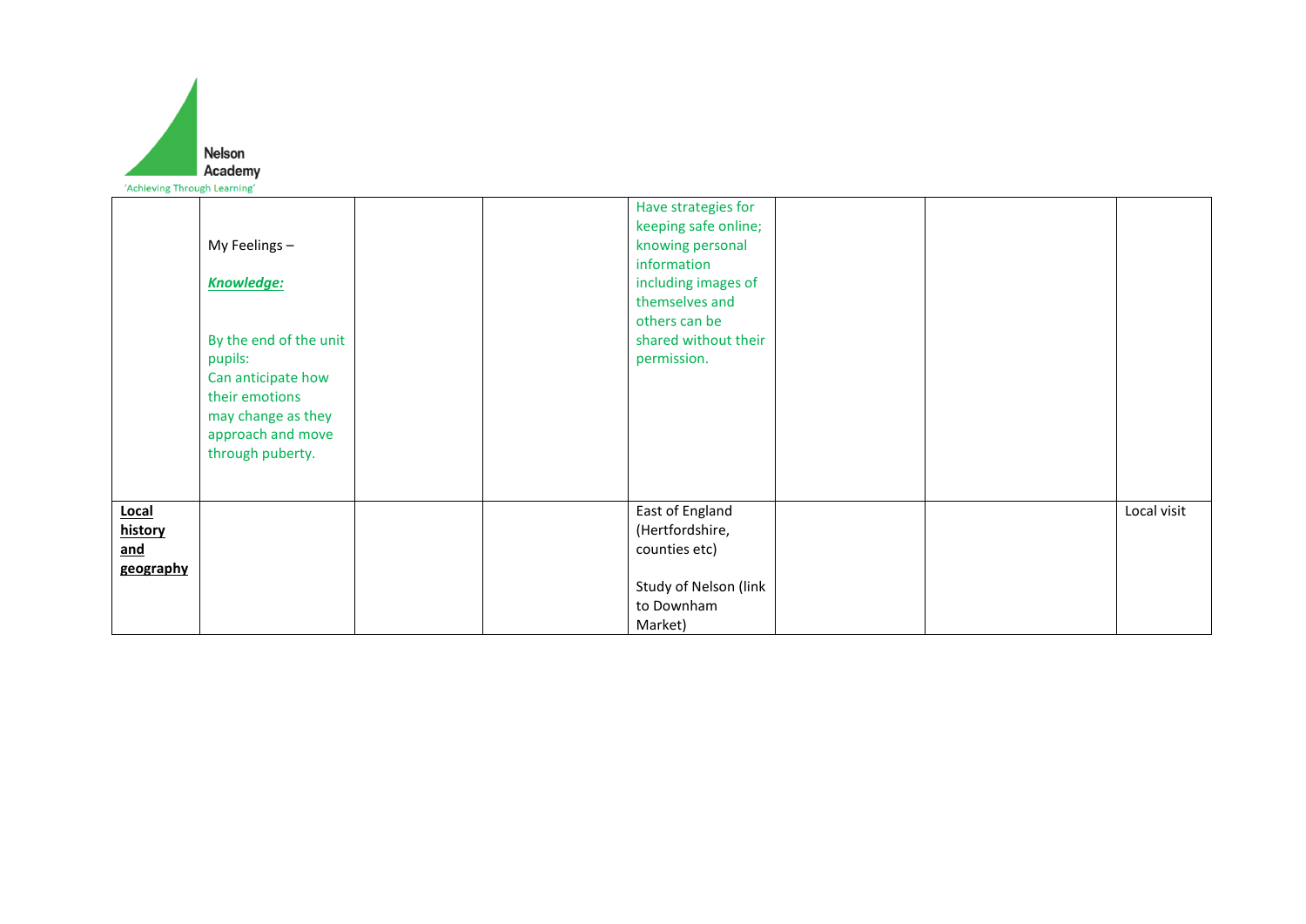| | | | | | | | |
|---|---|---|---|---|---|---|---|
| | My Feelings – <br><br> ***Knowledge:*** <br><br> By the end of the unit pupils: <br> Can anticipate how their emotions may change as they approach and move through puberty. | | | Have strategies for keeping safe online; knowing personal information including images of themselves and others can be shared without their permission. | | | |
| **Local history and geography** | | | | East of England (Hertfordshire, counties etc) <br><br> Study of Nelson (link to Downham Market) | | | Local visit |